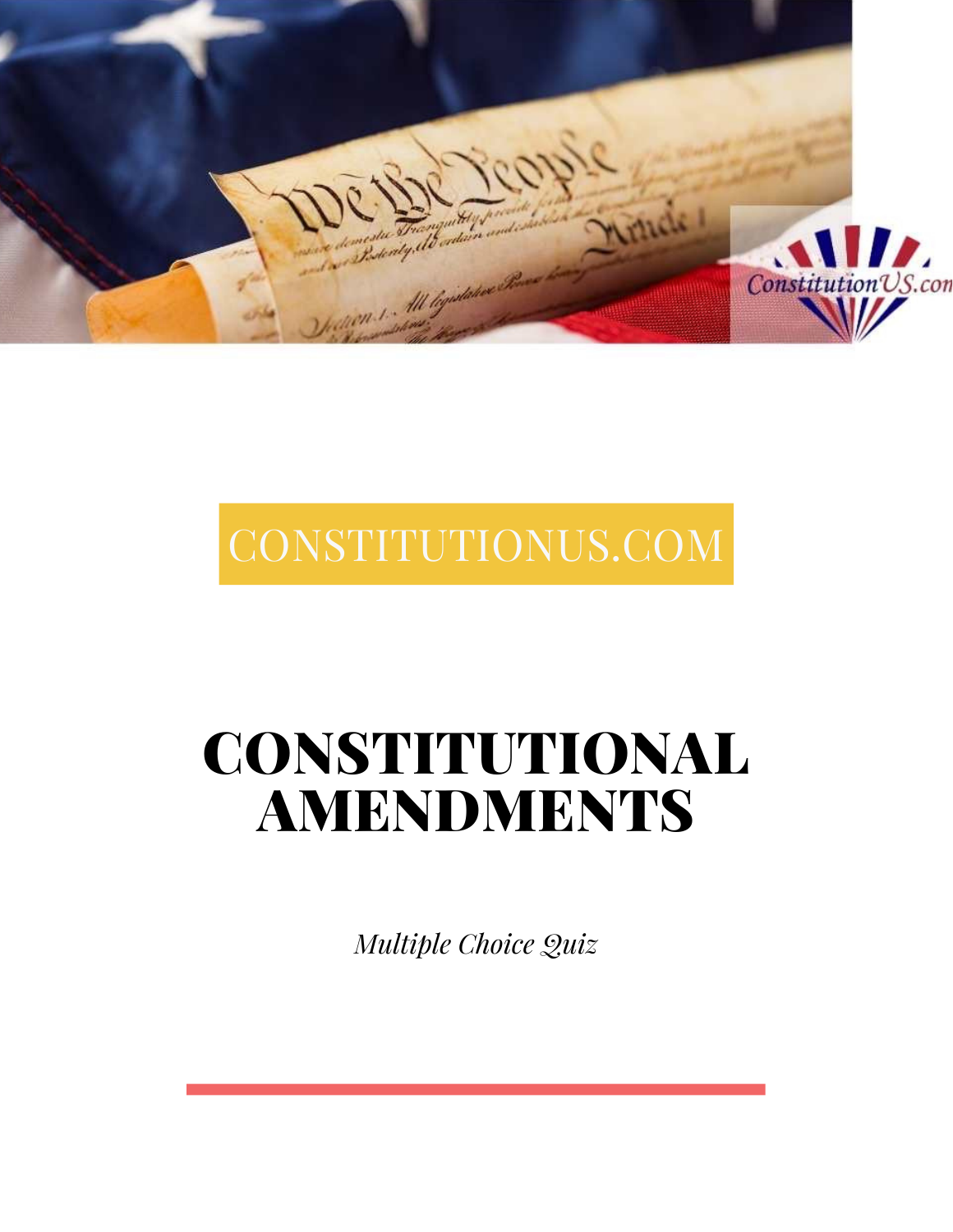CONSTITUTIONUS.COM

# CONSTITUTIONAL AMENDMENTS

*Multiple Choice Quiz*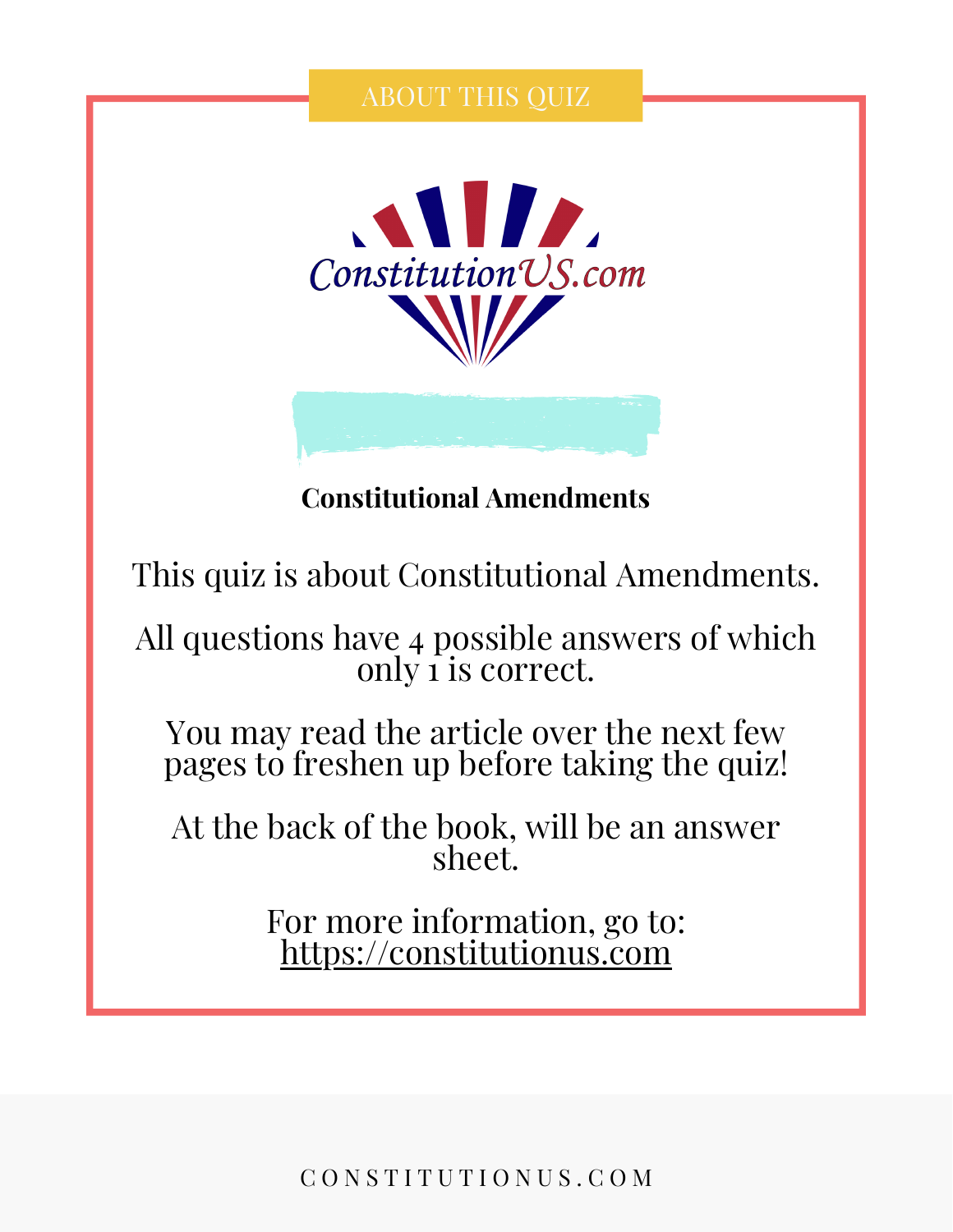## ABOUT THIS QUIZ

ConstitutionUS.com

**Constitutional Amendments**

This quiz is about Constitutional Amendments.

All questions have 4 possible answers of which only 1 is correct.

You may read the article over the next few pages to freshen up before taking the quiz!

At the back of the book, will be an answer sheet.

For more information, go to: https://constitutionus.com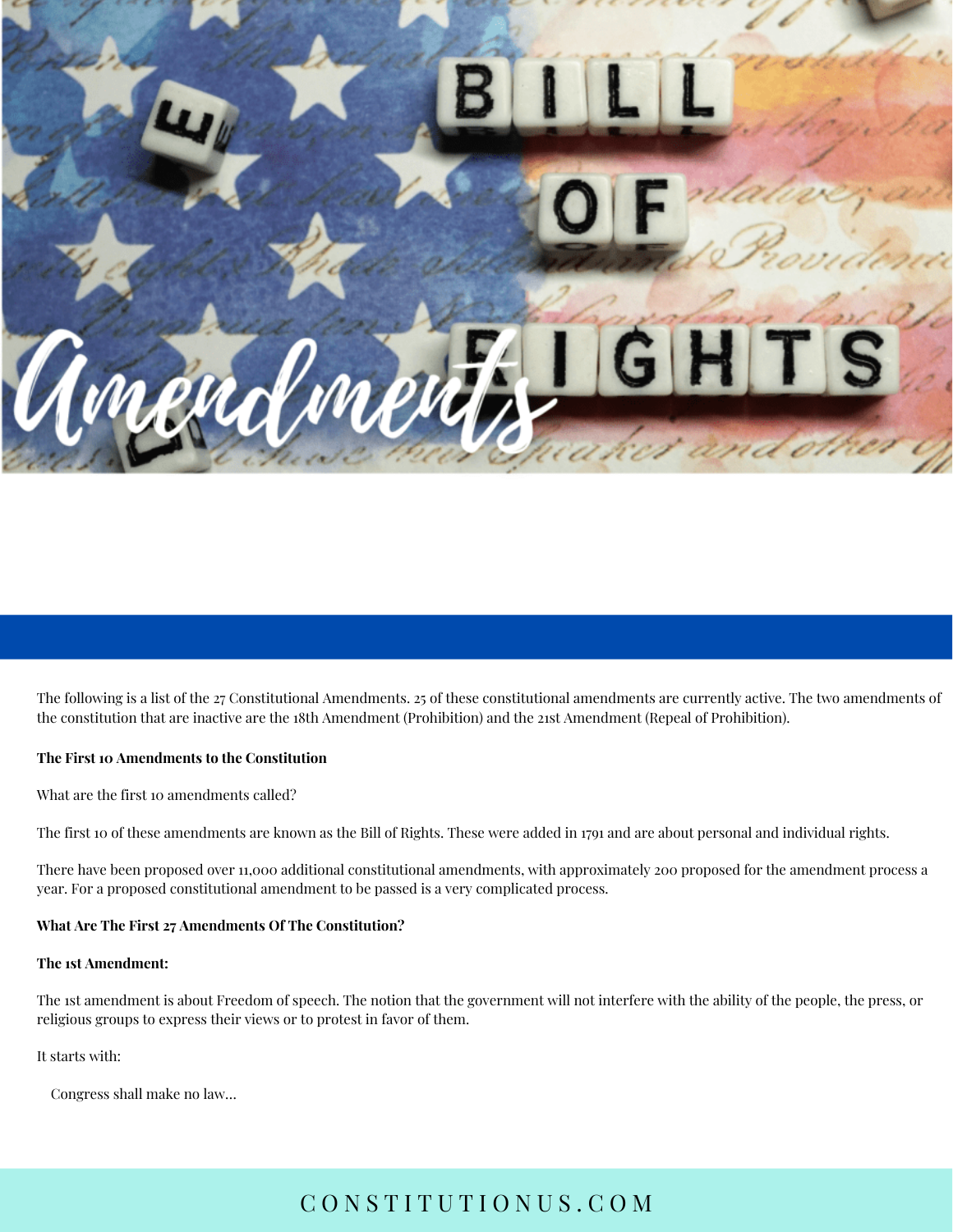The following is a list of the 27 Constitutional Amendments. 25 of these constitutional amendments are currently active. The two amendments of the constitution that are inactive are the 18th Amendment (Prohibition) and the 21st Amendment (Repeal of Prohibition).

**The First 10 Amendments to the Constitution**

What are the first 10 amendments called?

The first 10 of these amendments are known as the Bill of Rights. These were added in 1791 and are about personal and individual rights.

There have been proposed over 11,000 additional constitutional amendments, with approximately 200 proposed for the amendment process a year. For a proposed constitutional amendment to be passed is a very complicated process.

**What Are The First 27 Amendments Of The Constitution?**

**The 1st Amendment:**

The 1st amendment is about Freedom of speech. The notion that the government will not interfere with the ability of the people, the press, or religious groups to express their views or to protest in favor of them.

It starts with:

> Congress shall make no law…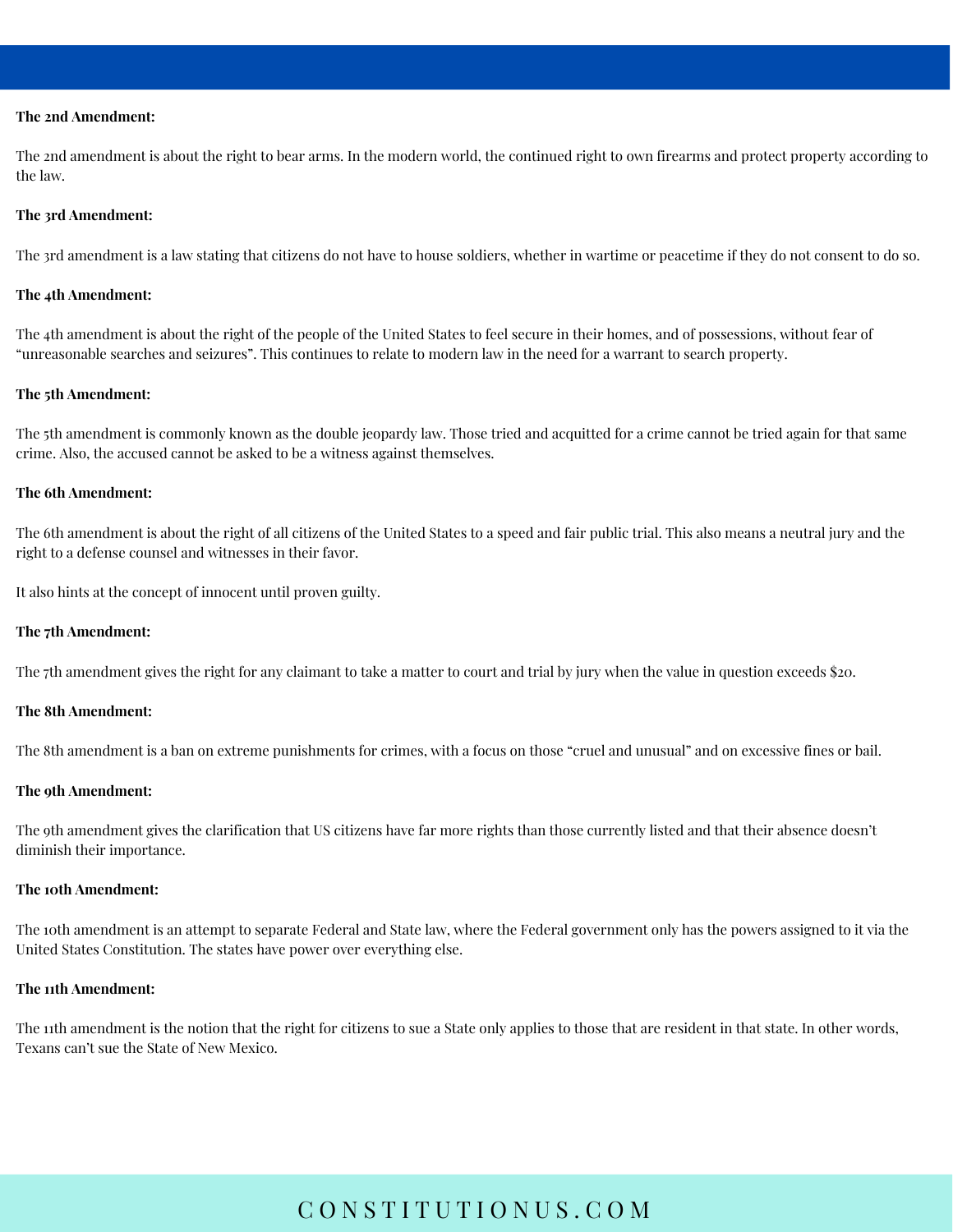**The 2nd Amendment:**

The 2nd amendment is about the right to bear arms. In the modern world, the continued right to own firearms and protect property according to the law.

**The 3rd Amendment:**

The 3rd amendment is a law stating that citizens do not have to house soldiers, whether in wartime or peacetime if they do not consent to do so.

**The 4th Amendment:**

The 4th amendment is about the right of the people of the United States to feel secure in their homes, and of possessions, without fear of "unreasonable searches and seizures". This continues to relate to modern law in the need for a warrant to search property.

**The 5th Amendment:**

The 5th amendment is commonly known as the double jeopardy law. Those tried and acquitted for a crime cannot be tried again for that same crime. Also, the accused cannot be asked to be a witness against themselves.

**The 6th Amendment:**

The 6th amendment is about the right of all citizens of the United States to a speed and fair public trial. This also means a neutral jury and the right to a defense counsel and witnesses in their favor.

It also hints at the concept of innocent until proven guilty.

**The 7th Amendment:**

The 7th amendment gives the right for any claimant to take a matter to court and trial by jury when the value in question exceeds $20.

**The 8th Amendment:**

The 8th amendment is a ban on extreme punishments for crimes, with a focus on those "cruel and unusual" and on excessive fines or bail.

**The 9th Amendment:**

The 9th amendment gives the clarification that US citizens have far more rights than those currently listed and that their absence doesn't diminish their importance.

**The 10th Amendment:**

The 10th amendment is an attempt to separate Federal and State law, where the Federal government only has the powers assigned to it via the United States Constitution. The states have power over everything else.

**The 11th Amendment:**

The 11th amendment is the notion that the right for citizens to sue a State only applies to those that are resident in that state. In other words, Texans can't sue the State of New Mexico.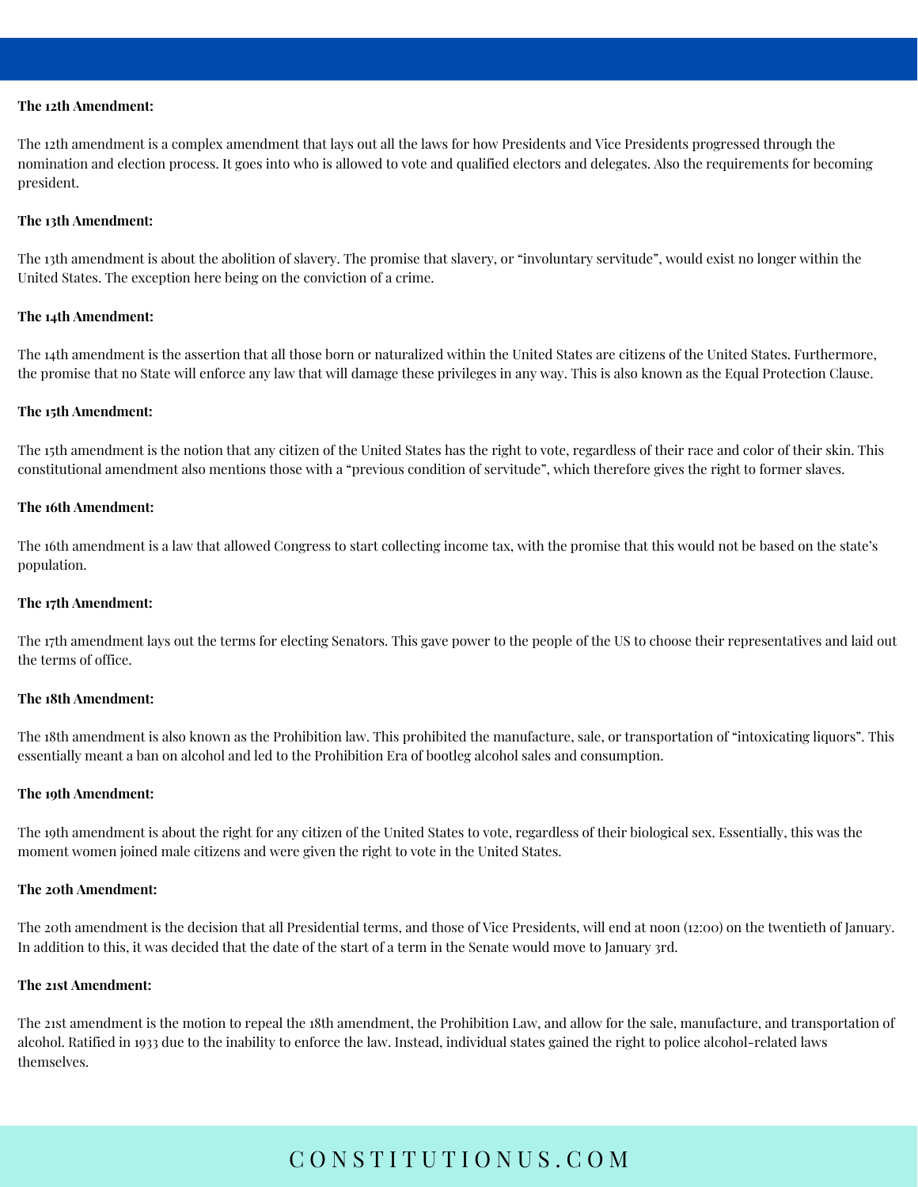**The 12th Amendment:**

The 12th amendment is a complex amendment that lays out all the laws for how Presidents and Vice Presidents progressed through the nomination and election process. It goes into who is allowed to vote and qualified electors and delegates. Also the requirements for becoming president.

**The 13th Amendment:**

The 13th amendment is about the abolition of slavery. The promise that slavery, or "involuntary servitude", would exist no longer within the United States. The exception here being on the conviction of a crime.

**The 14th Amendment:**

The 14th amendment is the assertion that all those born or naturalized within the United States are citizens of the United States. Furthermore, the promise that no State will enforce any law that will damage these privileges in any way. This is also known as the Equal Protection Clause.

**The 15th Amendment:**

The 15th amendment is the notion that any citizen of the United States has the right to vote, regardless of their race and color of their skin. This constitutional amendment also mentions those with a "previous condition of servitude", which therefore gives the right to former slaves.

**The 16th Amendment:**

The 16th amendment is a law that allowed Congress to start collecting income tax, with the promise that this would not be based on the state's population.

**The 17th Amendment:**

The 17th amendment lays out the terms for electing Senators. This gave power to the people of the US to choose their representatives and laid out the terms of office.

**The 18th Amendment:**

The 18th amendment is also known as the Prohibition law. This prohibited the manufacture, sale, or transportation of "intoxicating liquors". This essentially meant a ban on alcohol and led to the Prohibition Era of bootleg alcohol sales and consumption.

**The 19th Amendment:**

The 19th amendment is about the right for any citizen of the United States to vote, regardless of their biological sex. Essentially, this was the moment women joined male citizens and were given the right to vote in the United States.

**The 20th Amendment:**

The 20th amendment is the decision that all Presidential terms, and those of Vice Presidents, will end at noon (12:00) on the twentieth of January. In addition to this, it was decided that the date of the start of a term in the Senate would move to January 3rd.

**The 21st Amendment:**

The 21st amendment is the motion to repeal the 18th amendment, the Prohibition Law, and allow for the sale, manufacture, and transportation of alcohol. Ratified in 1933 due to the inability to enforce the law. Instead, individual states gained the right to police alcohol-related laws themselves.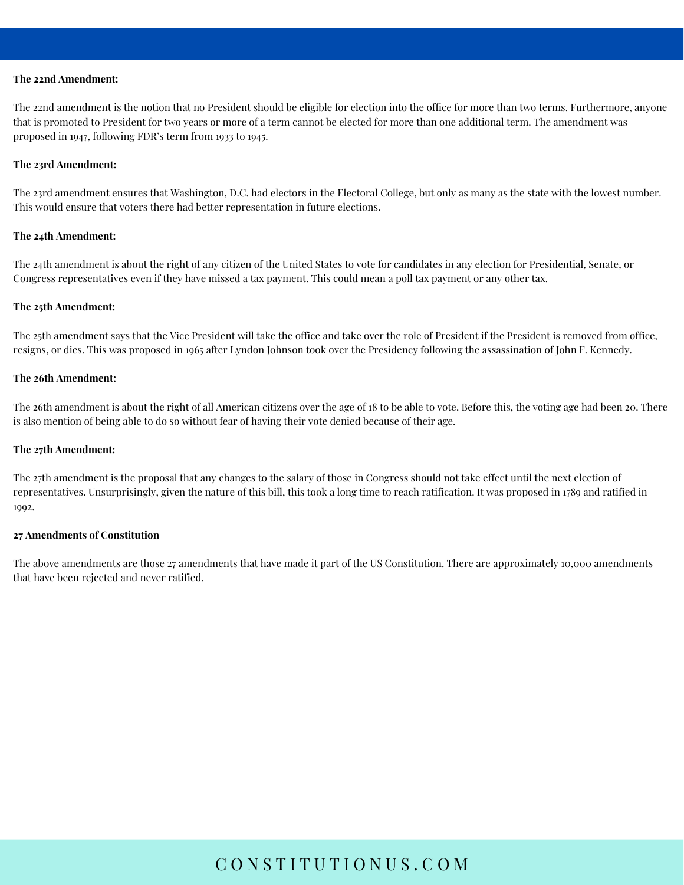**The 22nd Amendment:**

The 22nd amendment is the notion that no President should be eligible for election into the office for more than two terms. Furthermore, anyone that is promoted to President for two years or more of a term cannot be elected for more than one additional term. The amendment was proposed in 1947, following FDR's term from 1933 to 1945.

**The 23rd Amendment:**

The 23rd amendment ensures that Washington, D.C. had electors in the Electoral College, but only as many as the state with the lowest number. This would ensure that voters there had better representation in future elections.

**The 24th Amendment:**

The 24th amendment is about the right of any citizen of the United States to vote for candidates in any election for Presidential, Senate, or Congress representatives even if they have missed a tax payment. This could mean a poll tax payment or any other tax.

**The 25th Amendment:**

The 25th amendment says that the Vice President will take the office and take over the role of President if the President is removed from office, resigns, or dies. This was proposed in 1965 after Lyndon Johnson took over the Presidency following the assassination of John F. Kennedy.

**The 26th Amendment:**

The 26th amendment is about the right of all American citizens over the age of 18 to be able to vote. Before this, the voting age had been 20. There is also mention of being able to do so without fear of having their vote denied because of their age.

**The 27th Amendment:**

The 27th amendment is the proposal that any changes to the salary of those in Congress should not take effect until the next election of representatives. Unsurprisingly, given the nature of this bill, this took a long time to reach ratification. It was proposed in 1789 and ratified in 1992.

**27 Amendments of Constitution**

The above amendments are those 27 amendments that have made it part of the US Constitution. There are approximately 10,000 amendments that have been rejected and never ratified.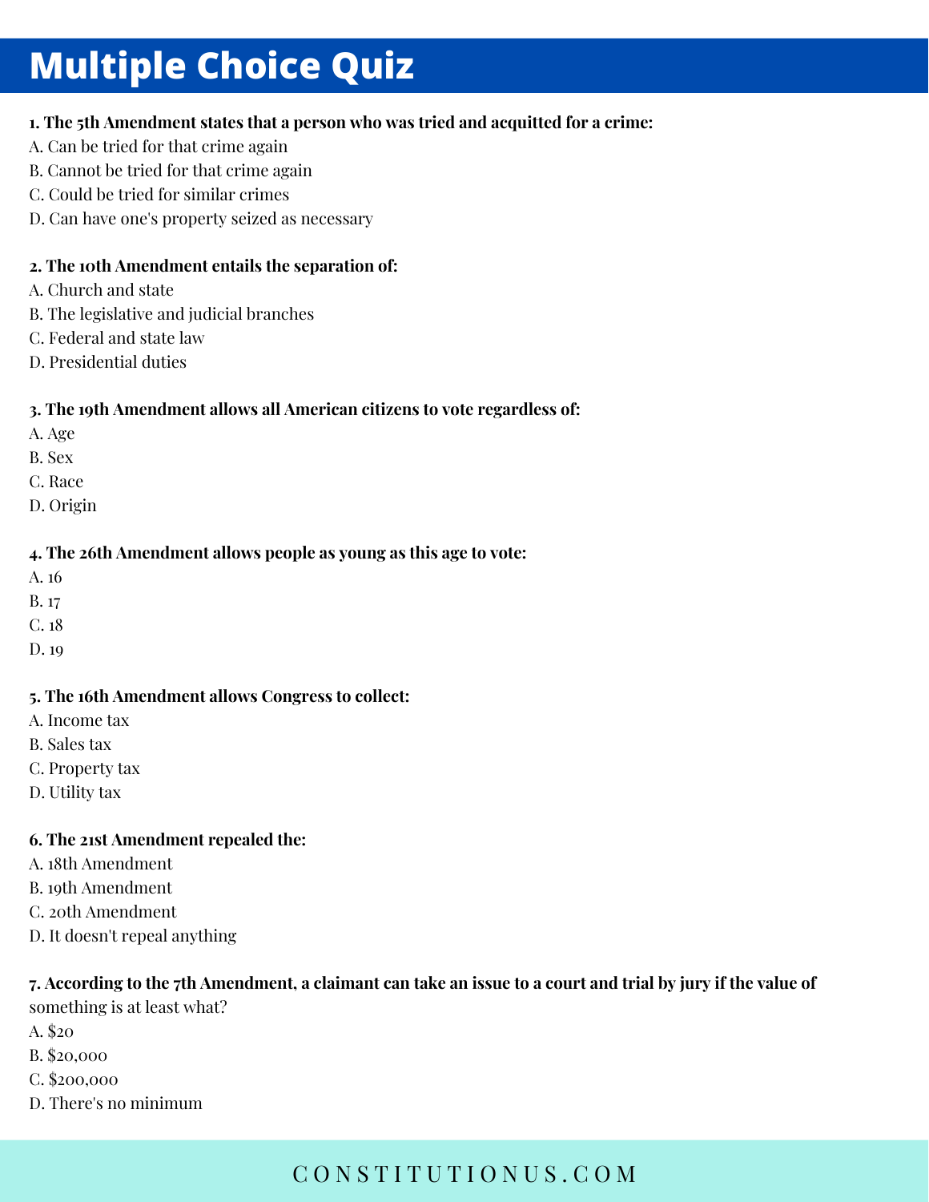# Multiple Choice Quiz

**1. The 5th Amendment states that a person who was tried and acquitted for a crime:**

A. Can be tried for that crime again
B. Cannot be tried for that crime again
C. Could be tried for similar crimes
D. Can have one's property seized as necessary

**2. The 10th Amendment entails the separation of:**

A. Church and state
B. The legislative and judicial branches
C. Federal and state law
D. Presidential duties

**3. The 19th Amendment allows all American citizens to vote regardless of:**

A. Age
B. Sex
C. Race
D. Origin

**4. The 26th Amendment allows people as young as this age to vote:**

A. 16
B. 17
C. 18
D. 19

**5. The 16th Amendment allows Congress to collect:**

A. Income tax
B. Sales tax
C. Property tax
D. Utility tax

**6. The 21st Amendment repealed the:**

A. 18th Amendment
B. 19th Amendment
C. 20th Amendment
D. It doesn't repeal anything

**7. According to the 7th Amendment, a claimant can take an issue to a court and trial by jury if the value of** something is at least what?

A. $20
B. $20,000
C. $200,000
D. There's no minimum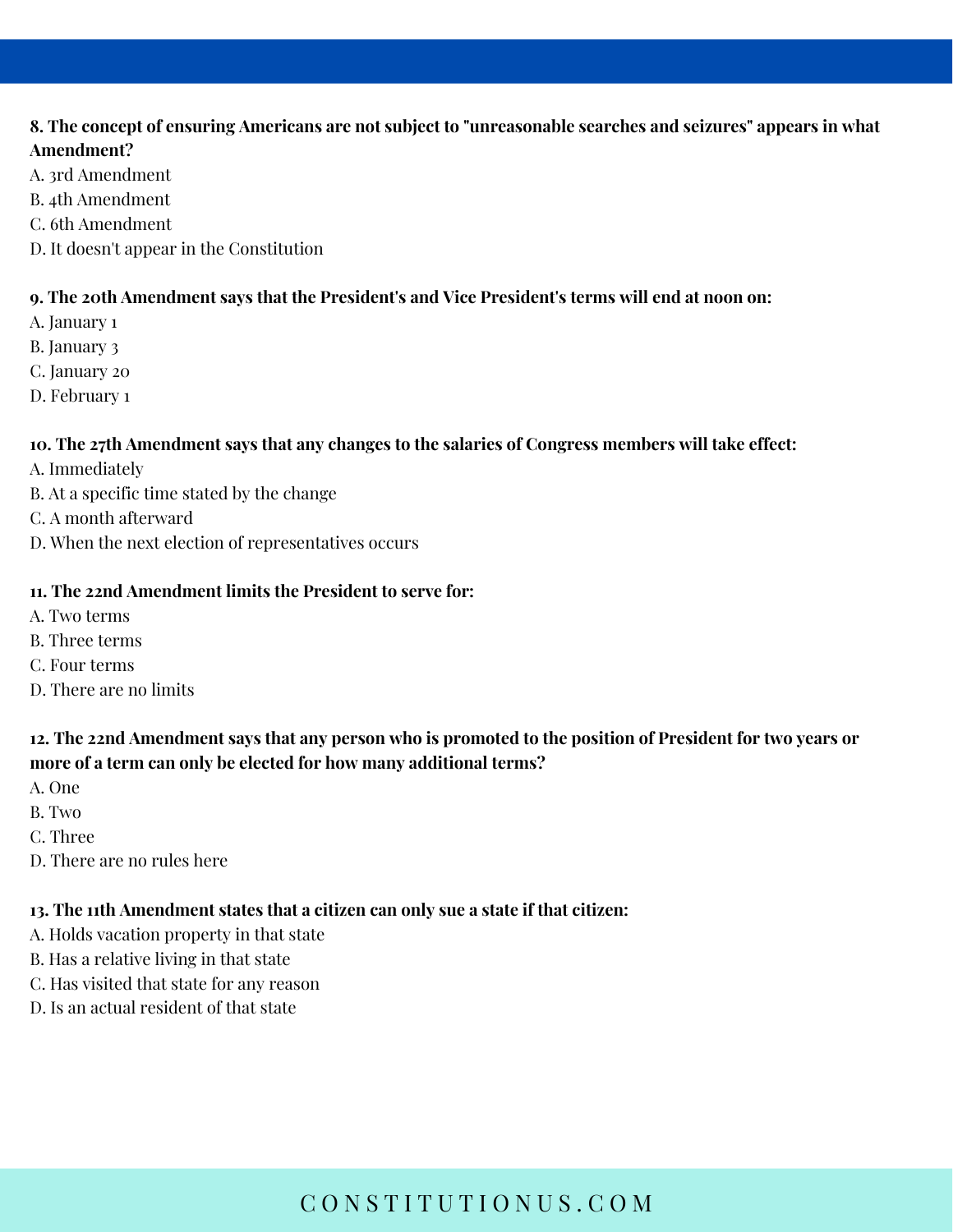**8. The concept of ensuring Americans are not subject to "unreasonable searches and seizures" appears in what Amendment?**

A. 3rd Amendment
B. 4th Amendment
C. 6th Amendment
D. It doesn't appear in the Constitution

**9. The 20th Amendment says that the President's and Vice President's terms will end at noon on:**

A. January 1
B. January 3
C. January 20
D. February 1

**10. The 27th Amendment says that any changes to the salaries of Congress members will take effect:**

A. Immediately
B. At a specific time stated by the change
C. A month afterward
D. When the next election of representatives occurs

**11. The 22nd Amendment limits the President to serve for:**

A. Two terms
B. Three terms
C. Four terms
D. There are no limits

**12. The 22nd Amendment says that any person who is promoted to the position of President for two years or more of a term can only be elected for how many additional terms?**

A. One
B. Two
C. Three
D. There are no rules here

**13. The 11th Amendment states that a citizen can only sue a state if that citizen:**

A. Holds vacation property in that state
B. Has a relative living in that state
C. Has visited that state for any reason
D. Is an actual resident of that state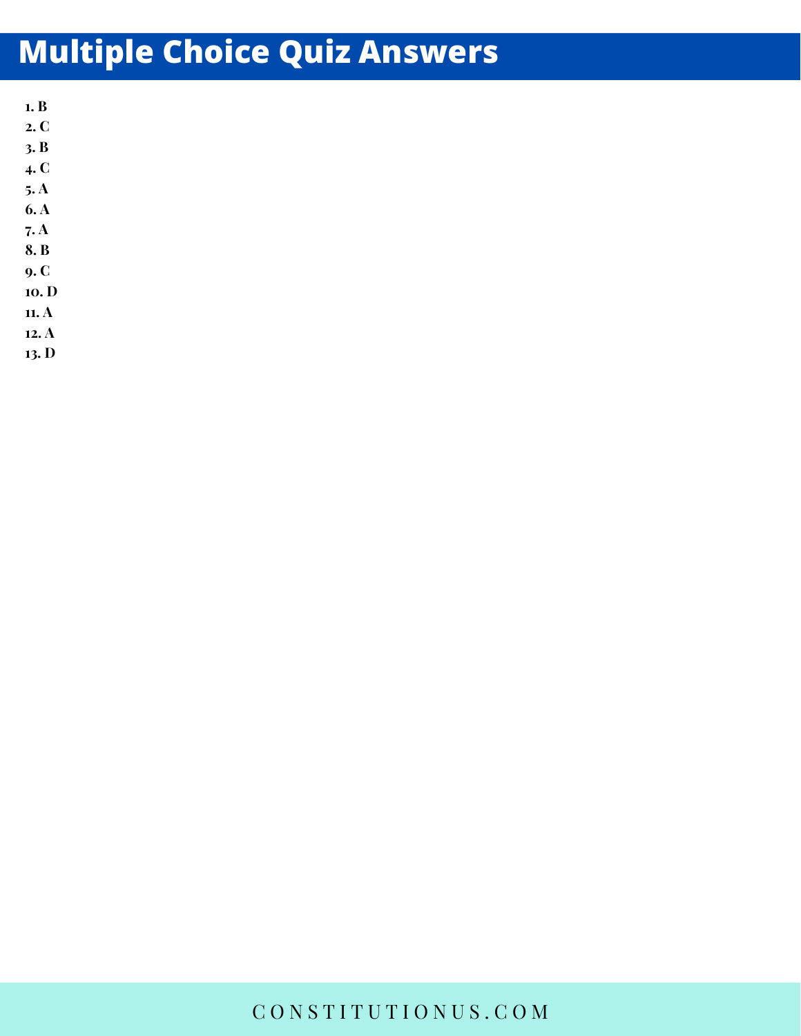# Multiple Choice Quiz Answers

1. B
2. C
3. B
4. C
5. A
6. A
7. A
8. B
9. C
10. D
11. A
12. A
13. D